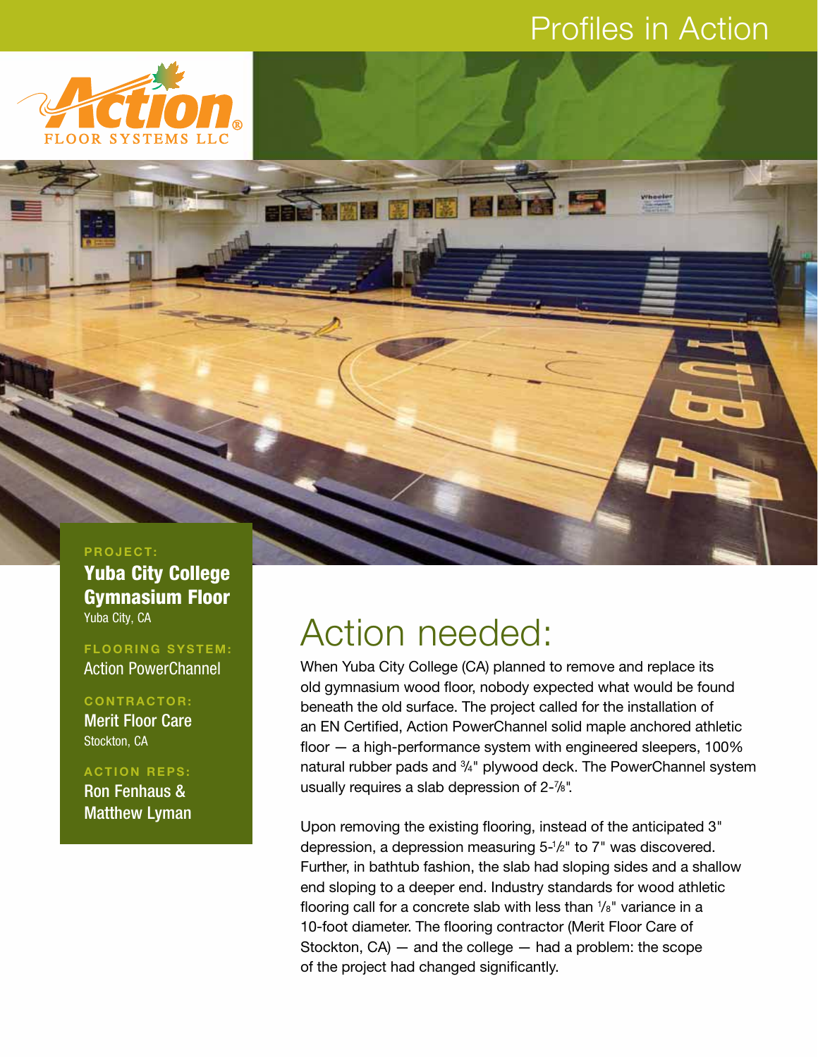# Profiles in Action

Action FLOOR SYSTEMS LLC®

**PROJECT:**

**Yuba City College Gymnasium Floor**
Yuba City, CA

**FLOORING SYSTEM:**
Action PowerChannel

**CONTRACTOR:**
Merit Floor Care
Stockton, CA

**ACTION REPS:**
Ron Fenhaus & Matthew Lyman

## Action needed:

When Yuba City College (CA) planned to remove and replace its old gymnasium wood floor, nobody expected what would be found beneath the old surface. The project called for the installation of an EN Certified, Action PowerChannel solid maple anchored athletic floor — a high-performance system with engineered sleepers, 100% natural rubber pads and ¾" plywood deck. The PowerChannel system usually requires a slab depression of 2-⅞".

Upon removing the existing flooring, instead of the anticipated 3" depression, a depression measuring 5-½" to 7" was discovered. Further, in bathtub fashion, the slab had sloping sides and a shallow end sloping to a deeper end. Industry standards for wood athletic flooring call for a concrete slab with less than ⅛" variance in a 10-foot diameter. The flooring contractor (Merit Floor Care of Stockton, CA) — and the college — had a problem: the scope of the project had changed significantly.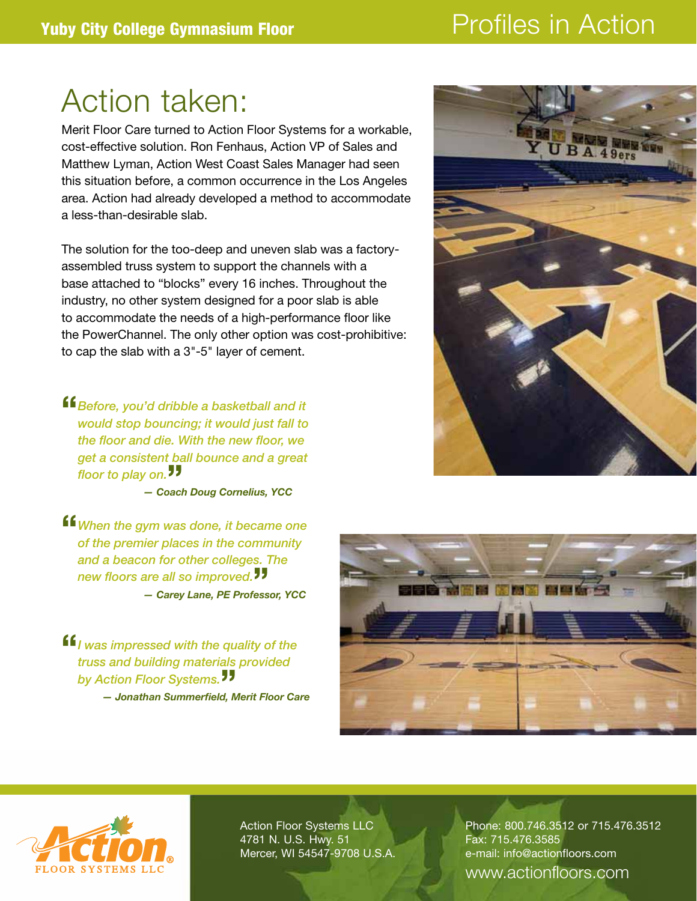Yuby City College Gymnasium Floor

Profiles in Action

# Action taken:

Merit Floor Care turned to Action Floor Systems for a workable, cost-effective solution. Ron Fenhaus, Action VP of Sales and Matthew Lyman, Action West Coast Sales Manager had seen this situation before, a common occurrence in the Los Angeles area. Action had already developed a method to accommodate a less-than-desirable slab.

The solution for the too-deep and uneven slab was a factory-assembled truss system to support the channels with a base attached to "blocks" every 16 inches. Throughout the industry, no other system designed for a poor slab is able to accommodate the needs of a high-performance floor like the PowerChannel. The only other option was cost-prohibitive: to cap the slab with a 3"-5" layer of cement.

> *"Before, you'd dribble a basketball and it would stop bouncing; it would just fall to the floor and die. With the new floor, we get a consistent ball bounce and a great floor to play on."*
>
> ***— Coach Doug Cornelius, YCC***

> *"When the gym was done, it became one of the premier places in the community and a beacon for other colleges. The new floors are all so improved."*
>
> ***— Carey Lane, PE Professor, YCC***

> *"I was impressed with the quality of the truss and building materials provided by Action Floor Systems."*
>
> ***— Jonathan Summerfield, Merit Floor Care***

Action Floor Systems LLC
4781 N. U.S. Hwy. 51
Mercer, WI 54547-9708 U.S.A.

Phone: 800.746.3512 or 715.476.3512
Fax: 715.476.3585
e-mail: info@actionfloors.com
www.actionfloors.com